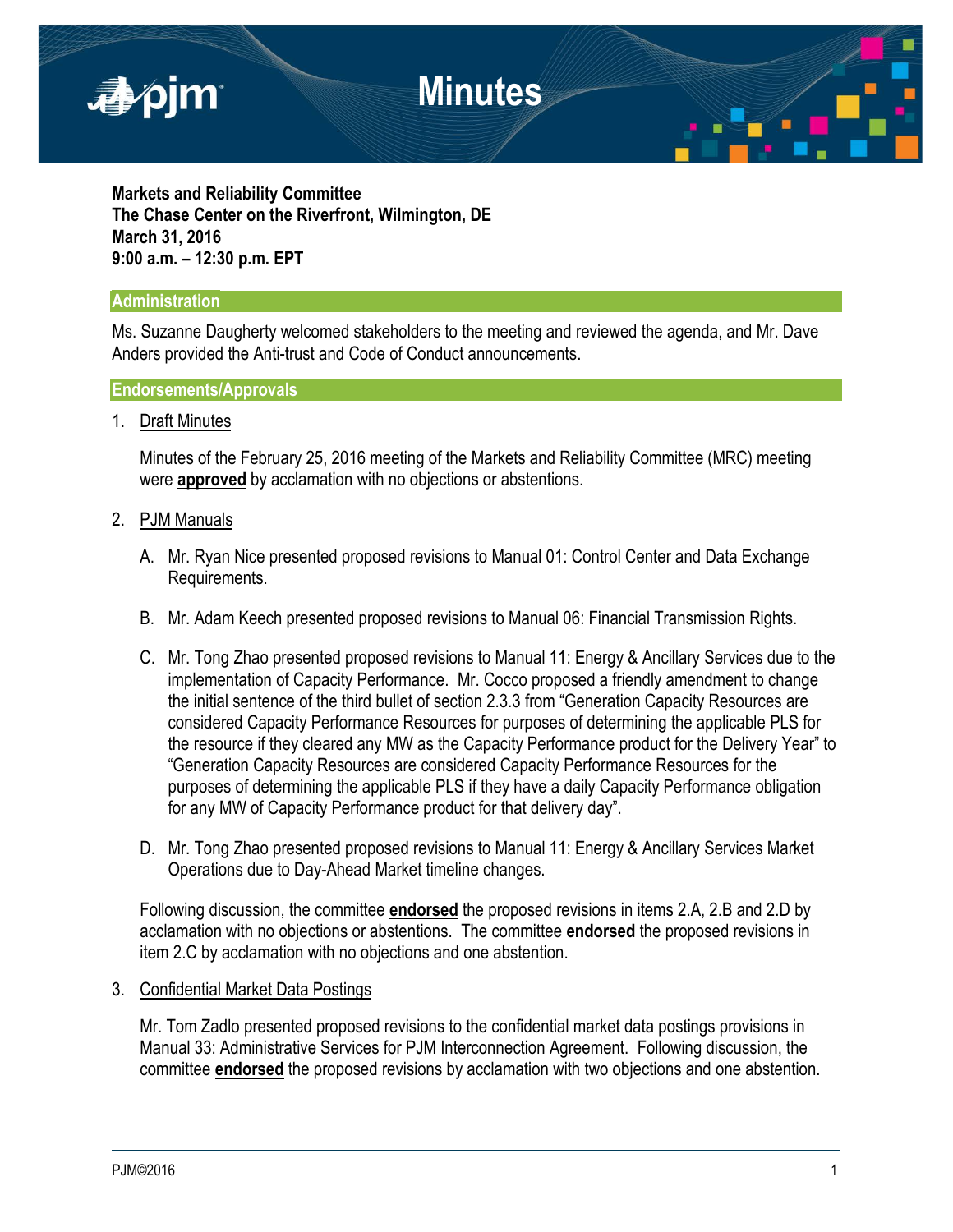# Minutes

**Markets and Reliability Committee**
**The Chase Center on the Riverfront, Wilmington, DE**
**March 31, 2016**
**9:00 a.m. – 12:30 p.m. EPT**

## Administration

Ms. Suzanne Daugherty welcomed stakeholders to the meeting and reviewed the agenda, and Mr. Dave Anders provided the Anti-trust and Code of Conduct announcements.

## Endorsements/Approvals

1. Draft Minutes

   Minutes of the February 25, 2016 meeting of the Markets and Reliability Committee (MRC) meeting were **approved** by acclamation with no objections or abstentions.

2. PJM Manuals

   A. Mr. Ryan Nice presented proposed revisions to Manual 01: Control Center and Data Exchange Requirements.

   B. Mr. Adam Keech presented proposed revisions to Manual 06: Financial Transmission Rights.

   C. Mr. Tong Zhao presented proposed revisions to Manual 11: Energy & Ancillary Services due to the implementation of Capacity Performance. Mr. Cocco proposed a friendly amendment to change the initial sentence of the third bullet of section 2.3.3 from "Generation Capacity Resources are considered Capacity Performance Resources for purposes of determining the applicable PLS for the resource if they cleared any MW as the Capacity Performance product for the Delivery Year" to "Generation Capacity Resources are considered Capacity Performance Resources for the purposes of determining the applicable PLS if they have a daily Capacity Performance obligation for any MW of Capacity Performance product for that delivery day".

   D. Mr. Tong Zhao presented proposed revisions to Manual 11: Energy & Ancillary Services Market Operations due to Day-Ahead Market timeline changes.

   Following discussion, the committee **endorsed** the proposed revisions in items 2.A, 2.B and 2.D by acclamation with no objections or abstentions. The committee **endorsed** the proposed revisions in item 2.C by acclamation with no objections and one abstention.

3. Confidential Market Data Postings

   Mr. Tom Zadlo presented proposed revisions to the confidential market data postings provisions in Manual 33: Administrative Services for PJM Interconnection Agreement. Following discussion, the committee **endorsed** the proposed revisions by acclamation with two objections and one abstention.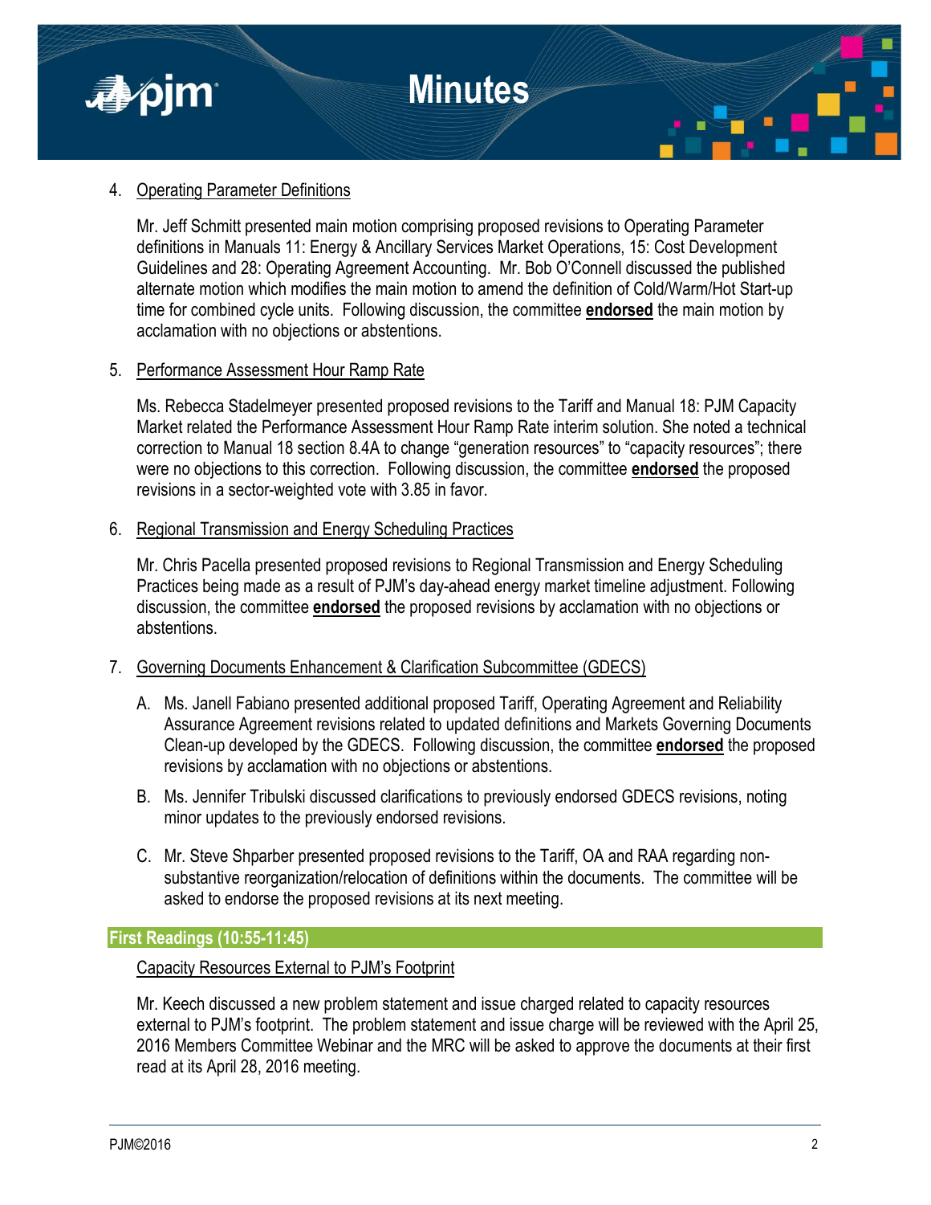4. Operating Parameter Definitions

   Mr. Jeff Schmitt presented main motion comprising proposed revisions to Operating Parameter definitions in Manuals 11: Energy & Ancillary Services Market Operations, 15: Cost Development Guidelines and 28: Operating Agreement Accounting. Mr. Bob O'Connell discussed the published alternate motion which modifies the main motion to amend the definition of Cold/Warm/Hot Start-up time for combined cycle units. Following discussion, the committee **endorsed** the main motion by acclamation with no objections or abstentions.

5. Performance Assessment Hour Ramp Rate

   Ms. Rebecca Stadelmeyer presented proposed revisions to the Tariff and Manual 18: PJM Capacity Market related the Performance Assessment Hour Ramp Rate interim solution. She noted a technical correction to Manual 18 section 8.4A to change "generation resources" to "capacity resources"; there were no objections to this correction. Following discussion, the committee **endorsed** the proposed revisions in a sector-weighted vote with 3.85 in favor.

6. Regional Transmission and Energy Scheduling Practices

   Mr. Chris Pacella presented proposed revisions to Regional Transmission and Energy Scheduling Practices being made as a result of PJM's day-ahead energy market timeline adjustment. Following discussion, the committee **endorsed** the proposed revisions by acclamation with no objections or abstentions.

7. Governing Documents Enhancement & Clarification Subcommittee (GDECS)

   A. Ms. Janell Fabiano presented additional proposed Tariff, Operating Agreement and Reliability Assurance Agreement revisions related to updated definitions and Markets Governing Documents Clean-up developed by the GDECS. Following discussion, the committee **endorsed** the proposed revisions by acclamation with no objections or abstentions.

   B. Ms. Jennifer Tribulski discussed clarifications to previously endorsed GDECS revisions, noting minor updates to the previously endorsed revisions.

   C. Mr. Steve Shparber presented proposed revisions to the Tariff, OA and RAA regarding non-substantive reorganization/relocation of definitions within the documents. The committee will be asked to endorse the proposed revisions at its next meeting.

## First Readings (10:55-11:45)

Capacity Resources External to PJM's Footprint

Mr. Keech discussed a new problem statement and issue charged related to capacity resources external to PJM's footprint. The problem statement and issue charge will be reviewed with the April 25, 2016 Members Committee Webinar and the MRC will be asked to approve the documents at their first read at its April 28, 2016 meeting.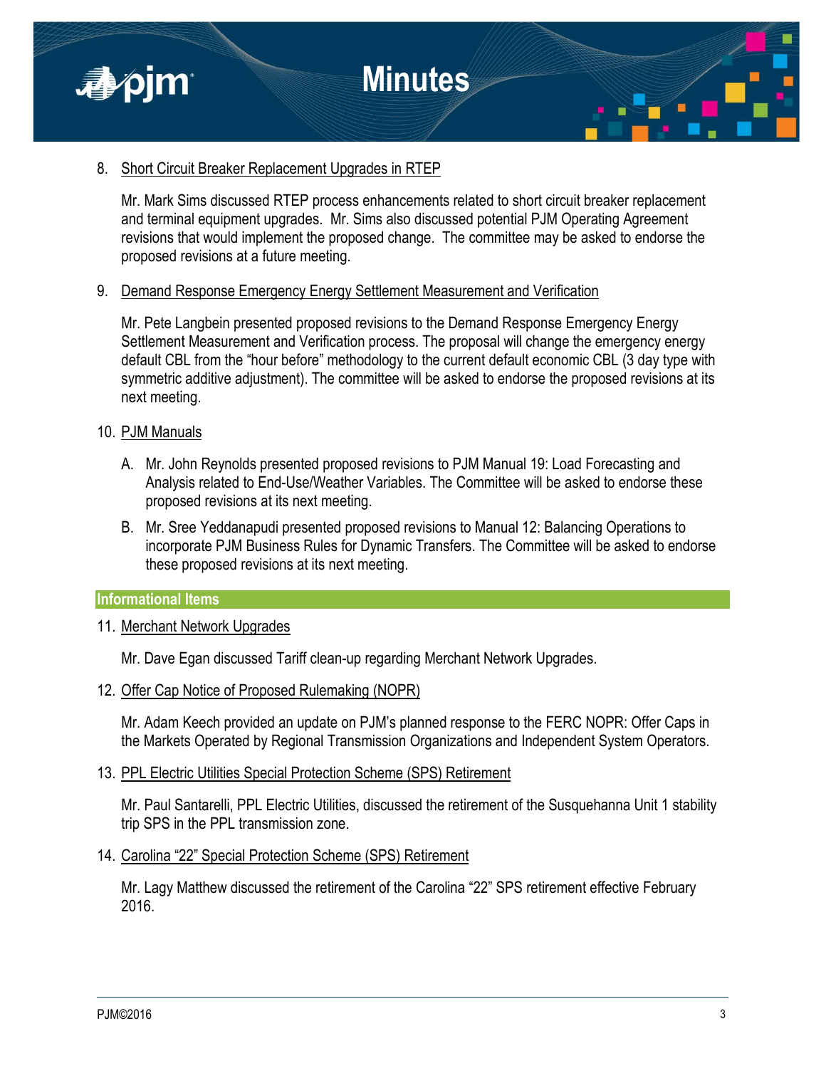8. <u>Short Circuit Breaker Replacement Upgrades in RTEP</u>

   Mr. Mark Sims discussed RTEP process enhancements related to short circuit breaker replacement and terminal equipment upgrades. Mr. Sims also discussed potential PJM Operating Agreement revisions that would implement the proposed change. The committee may be asked to endorse the proposed revisions at a future meeting.

9. <u>Demand Response Emergency Energy Settlement Measurement and Verification</u>

   Mr. Pete Langbein presented proposed revisions to the Demand Response Emergency Energy Settlement Measurement and Verification process. The proposal will change the emergency energy default CBL from the "hour before" methodology to the current default economic CBL (3 day type with symmetric additive adjustment). The committee will be asked to endorse the proposed revisions at its next meeting.

10. <u>PJM Manuals</u>

    A. Mr. John Reynolds presented proposed revisions to PJM Manual 19: Load Forecasting and Analysis related to End-Use/Weather Variables. The Committee will be asked to endorse these proposed revisions at its next meeting.

    B. Mr. Sree Yeddanapudi presented proposed revisions to Manual 12: Balancing Operations to incorporate PJM Business Rules for Dynamic Transfers. The Committee will be asked to endorse these proposed revisions at its next meeting.

## Informational Items

11. <u>Merchant Network Upgrades</u>

    Mr. Dave Egan discussed Tariff clean-up regarding Merchant Network Upgrades.

12. <u>Offer Cap Notice of Proposed Rulemaking (NOPR)</u>

    Mr. Adam Keech provided an update on PJM's planned response to the FERC NOPR: Offer Caps in the Markets Operated by Regional Transmission Organizations and Independent System Operators.

13. <u>PPL Electric Utilities Special Protection Scheme (SPS) Retirement</u>

    Mr. Paul Santarelli, PPL Electric Utilities, discussed the retirement of the Susquehanna Unit 1 stability trip SPS in the PPL transmission zone.

14. <u>Carolina "22" Special Protection Scheme (SPS) Retirement</u>

    Mr. Lagy Matthew discussed the retirement of the Carolina "22" SPS retirement effective February 2016.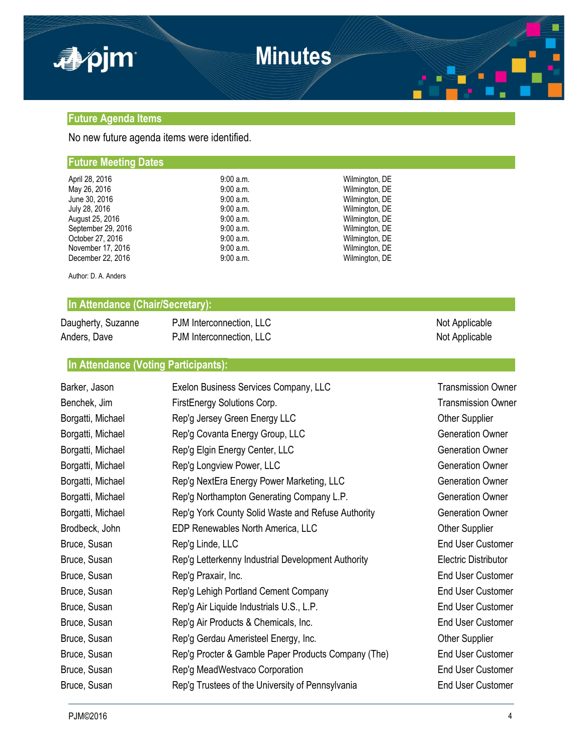## Future Agenda Items

No new future agenda items were identified.

## Future Meeting Dates

| | | |
|---|---|---|
| April 28, 2016 | 9:00 a.m. | Wilmington, DE |
| May 26, 2016 | 9:00 a.m. | Wilmington, DE |
| June 30, 2016 | 9:00 a.m. | Wilmington, DE |
| July 28, 2016 | 9:00 a.m. | Wilmington, DE |
| August 25, 2016 | 9:00 a.m. | Wilmington, DE |
| September 29, 2016 | 9:00 a.m. | Wilmington, DE |
| October 27, 2016 | 9:00 a.m. | Wilmington, DE |
| November 17, 2016 | 9:00 a.m. | Wilmington, DE |
| December 22, 2016 | 9:00 a.m. | Wilmington, DE |

Author: D. A. Anders

## In Attendance (Chair/Secretary):

| | | |
|---|---|---|
| Daugherty, Suzanne | PJM Interconnection, LLC | Not Applicable |
| Anders, Dave | PJM Interconnection, LLC | Not Applicable |

## In Attendance (Voting Participants):

| | | |
|---|---|---|
| Barker, Jason | Exelon Business Services Company, LLC | Transmission Owner |
| Benchek, Jim | FirstEnergy Solutions Corp. | Transmission Owner |
| Borgatti, Michael | Rep'g Jersey Green Energy LLC | Other Supplier |
| Borgatti, Michael | Rep'g Covanta Energy Group, LLC | Generation Owner |
| Borgatti, Michael | Rep'g Elgin Energy Center, LLC | Generation Owner |
| Borgatti, Michael | Rep'g Longview Power, LLC | Generation Owner |
| Borgatti, Michael | Rep'g NextEra Energy Power Marketing, LLC | Generation Owner |
| Borgatti, Michael | Rep'g Northampton Generating Company L.P. | Generation Owner |
| Borgatti, Michael | Rep'g York County Solid Waste and Refuse Authority | Generation Owner |
| Brodbeck, John | EDP Renewables North America, LLC | Other Supplier |
| Bruce, Susan | Rep'g Linde, LLC | End User Customer |
| Bruce, Susan | Rep'g Letterkenny Industrial Development Authority | Electric Distributor |
| Bruce, Susan | Rep'g Praxair, Inc. | End User Customer |
| Bruce, Susan | Rep'g Lehigh Portland Cement Company | End User Customer |
| Bruce, Susan | Rep'g Air Liquide Industrials U.S., L.P. | End User Customer |
| Bruce, Susan | Rep'g Air Products & Chemicals, Inc. | End User Customer |
| Bruce, Susan | Rep'g Gerdau Ameristeel Energy, Inc. | Other Supplier |
| Bruce, Susan | Rep'g Procter & Gamble Paper Products Company (The) | End User Customer |
| Bruce, Susan | Rep'g MeadWestvaco Corporation | End User Customer |
| Bruce, Susan | Rep'g Trustees of the University of Pennsylvania | End User Customer |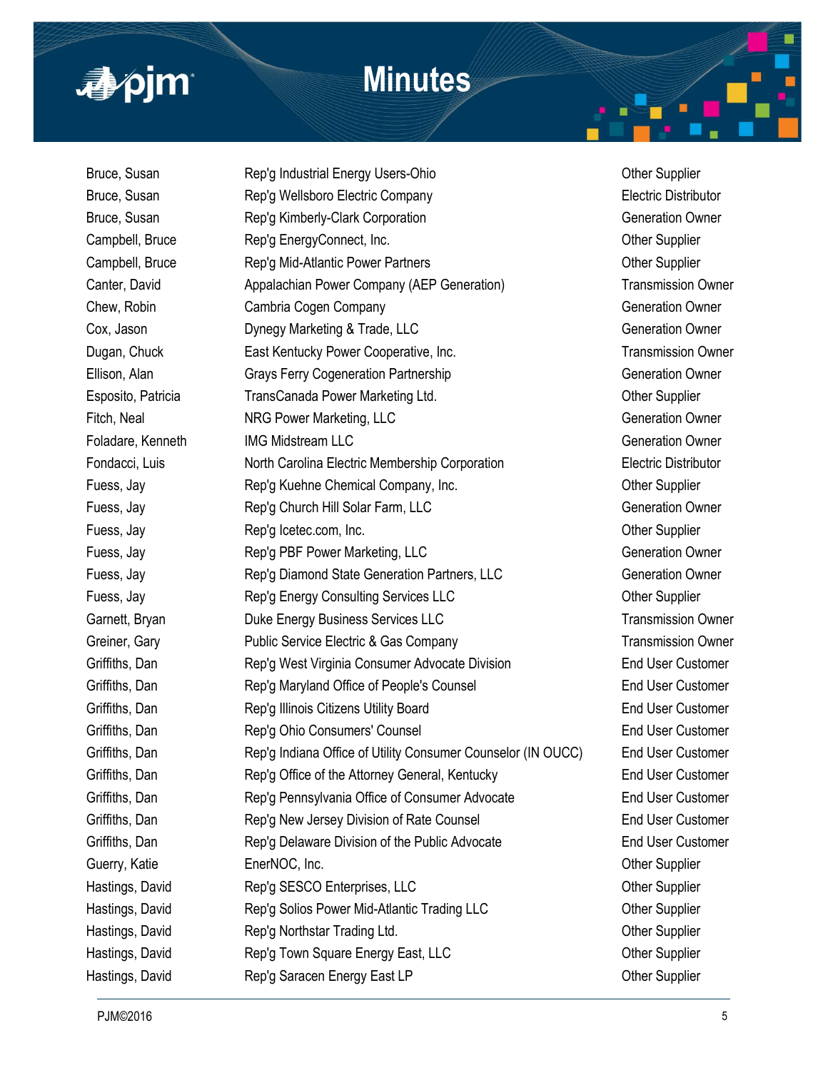| | | |
|---|---|---|
| Bruce, Susan | Rep'g Industrial Energy Users-Ohio | Other Supplier |
| Bruce, Susan | Rep'g Wellsboro Electric Company | Electric Distributor |
| Bruce, Susan | Rep'g Kimberly-Clark Corporation | Generation Owner |
| Campbell, Bruce | Rep'g EnergyConnect, Inc. | Other Supplier |
| Campbell, Bruce | Rep'g Mid-Atlantic Power Partners | Other Supplier |
| Canter, David | Appalachian Power Company (AEP Generation) | Transmission Owner |
| Chew, Robin | Cambria Cogen Company | Generation Owner |
| Cox, Jason | Dynegy Marketing & Trade, LLC | Generation Owner |
| Dugan, Chuck | East Kentucky Power Cooperative, Inc. | Transmission Owner |
| Ellison, Alan | Grays Ferry Cogeneration Partnership | Generation Owner |
| Esposito, Patricia | TransCanada Power Marketing Ltd. | Other Supplier |
| Fitch, Neal | NRG Power Marketing, LLC | Generation Owner |
| Foladare, Kenneth | IMG Midstream LLC | Generation Owner |
| Fondacci, Luis | North Carolina Electric Membership Corporation | Electric Distributor |
| Fuess, Jay | Rep'g Kuehne Chemical Company, Inc. | Other Supplier |
| Fuess, Jay | Rep'g Church Hill Solar Farm, LLC | Generation Owner |
| Fuess, Jay | Rep'g Icetec.com, Inc. | Other Supplier |
| Fuess, Jay | Rep'g PBF Power Marketing, LLC | Generation Owner |
| Fuess, Jay | Rep'g Diamond State Generation Partners, LLC | Generation Owner |
| Fuess, Jay | Rep'g Energy Consulting Services LLC | Other Supplier |
| Garnett, Bryan | Duke Energy Business Services LLC | Transmission Owner |
| Greiner, Gary | Public Service Electric & Gas Company | Transmission Owner |
| Griffiths, Dan | Rep'g West Virginia Consumer Advocate Division | End User Customer |
| Griffiths, Dan | Rep'g Maryland Office of People's Counsel | End User Customer |
| Griffiths, Dan | Rep'g Illinois Citizens Utility Board | End User Customer |
| Griffiths, Dan | Rep'g Ohio Consumers' Counsel | End User Customer |
| Griffiths, Dan | Rep'g Indiana Office of Utility Consumer Counselor (IN OUCC) | End User Customer |
| Griffiths, Dan | Rep'g Office of the Attorney General, Kentucky | End User Customer |
| Griffiths, Dan | Rep'g Pennsylvania Office of Consumer Advocate | End User Customer |
| Griffiths, Dan | Rep'g New Jersey Division of Rate Counsel | End User Customer |
| Griffiths, Dan | Rep'g Delaware Division of the Public Advocate | End User Customer |
| Guerry, Katie | EnerNOC, Inc. | Other Supplier |
| Hastings, David | Rep'g SESCO Enterprises, LLC | Other Supplier |
| Hastings, David | Rep'g Solios Power Mid-Atlantic Trading LLC | Other Supplier |
| Hastings, David | Rep'g Northstar Trading Ltd. | Other Supplier |
| Hastings, David | Rep'g Town Square Energy East, LLC | Other Supplier |
| Hastings, David | Rep'g Saracen Energy East LP | Other Supplier |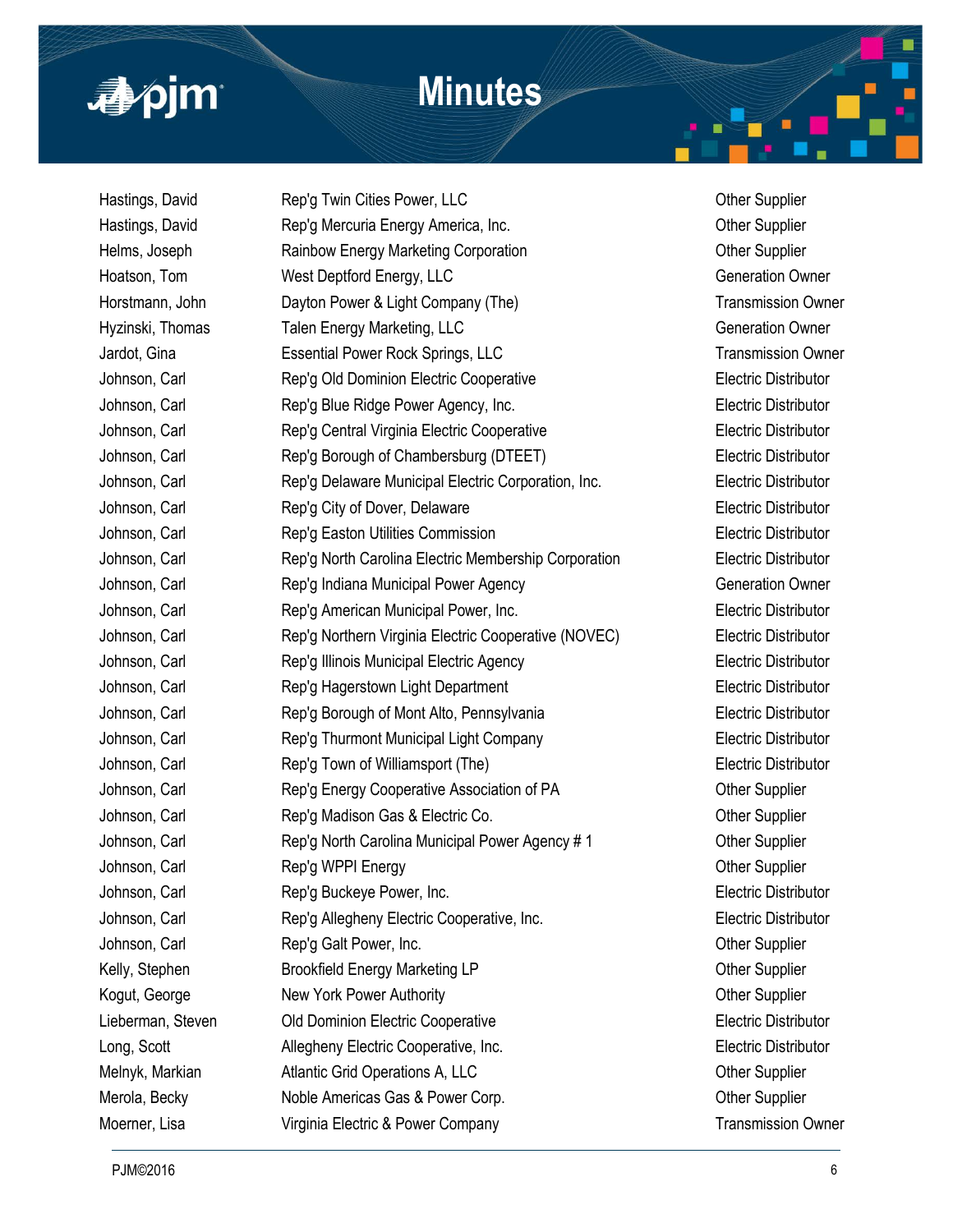| | | |
|---|---|---|
| Hastings, David | Rep'g Twin Cities Power, LLC | Other Supplier |
| Hastings, David | Rep'g Mercuria Energy America, Inc. | Other Supplier |
| Helms, Joseph | Rainbow Energy Marketing Corporation | Other Supplier |
| Hoatson, Tom | West Deptford Energy, LLC | Generation Owner |
| Horstmann, John | Dayton Power & Light Company (The) | Transmission Owner |
| Hyzinski, Thomas | Talen Energy Marketing, LLC | Generation Owner |
| Jardot, Gina | Essential Power Rock Springs, LLC | Transmission Owner |
| Johnson, Carl | Rep'g Old Dominion Electric Cooperative | Electric Distributor |
| Johnson, Carl | Rep'g Blue Ridge Power Agency, Inc. | Electric Distributor |
| Johnson, Carl | Rep'g Central Virginia Electric Cooperative | Electric Distributor |
| Johnson, Carl | Rep'g Borough of Chambersburg (DTEET) | Electric Distributor |
| Johnson, Carl | Rep'g Delaware Municipal Electric Corporation, Inc. | Electric Distributor |
| Johnson, Carl | Rep'g City of Dover, Delaware | Electric Distributor |
| Johnson, Carl | Rep'g Easton Utilities Commission | Electric Distributor |
| Johnson, Carl | Rep'g North Carolina Electric Membership Corporation | Electric Distributor |
| Johnson, Carl | Rep'g Indiana Municipal Power Agency | Generation Owner |
| Johnson, Carl | Rep'g American Municipal Power, Inc. | Electric Distributor |
| Johnson, Carl | Rep'g Northern Virginia Electric Cooperative (NOVEC) | Electric Distributor |
| Johnson, Carl | Rep'g Illinois Municipal Electric Agency | Electric Distributor |
| Johnson, Carl | Rep'g Hagerstown Light Department | Electric Distributor |
| Johnson, Carl | Rep'g Borough of Mont Alto, Pennsylvania | Electric Distributor |
| Johnson, Carl | Rep'g Thurmont Municipal Light Company | Electric Distributor |
| Johnson, Carl | Rep'g Town of Williamsport (The) | Electric Distributor |
| Johnson, Carl | Rep'g Energy Cooperative Association of PA | Other Supplier |
| Johnson, Carl | Rep'g Madison Gas & Electric Co. | Other Supplier |
| Johnson, Carl | Rep'g North Carolina Municipal Power Agency # 1 | Other Supplier |
| Johnson, Carl | Rep'g WPPI Energy | Other Supplier |
| Johnson, Carl | Rep'g Buckeye Power, Inc. | Electric Distributor |
| Johnson, Carl | Rep'g Allegheny Electric Cooperative, Inc. | Electric Distributor |
| Johnson, Carl | Rep'g Galt Power, Inc. | Other Supplier |
| Kelly, Stephen | Brookfield Energy Marketing LP | Other Supplier |
| Kogut, George | New York Power Authority | Other Supplier |
| Lieberman, Steven | Old Dominion Electric Cooperative | Electric Distributor |
| Long, Scott | Allegheny Electric Cooperative, Inc. | Electric Distributor |
| Melnyk, Markian | Atlantic Grid Operations A, LLC | Other Supplier |
| Merola, Becky | Noble Americas Gas & Power Corp. | Other Supplier |
| Moerner, Lisa | Virginia Electric & Power Company | Transmission Owner |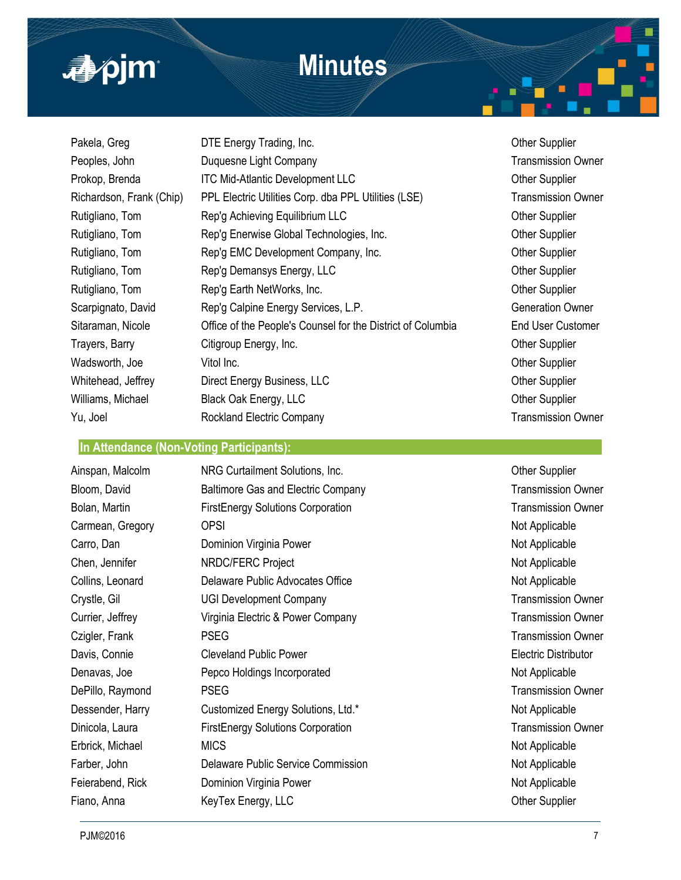| | | |
|---|---|---|
| Pakela, Greg | DTE Energy Trading, Inc. | Other Supplier |
| Peoples, John | Duquesne Light Company | Transmission Owner |
| Prokop, Brenda | ITC Mid-Atlantic Development LLC | Other Supplier |
| Richardson, Frank (Chip) | PPL Electric Utilities Corp. dba PPL Utilities (LSE) | Transmission Owner |
| Rutigliano, Tom | Rep'g Achieving Equilibrium LLC | Other Supplier |
| Rutigliano, Tom | Rep'g Enerwise Global Technologies, Inc. | Other Supplier |
| Rutigliano, Tom | Rep'g EMC Development Company, Inc. | Other Supplier |
| Rutigliano, Tom | Rep'g Demansys Energy, LLC | Other Supplier |
| Rutigliano, Tom | Rep'g Earth NetWorks, Inc. | Other Supplier |
| Scarpignato, David | Rep'g Calpine Energy Services, L.P. | Generation Owner |
| Sitaraman, Nicole | Office of the People's Counsel for the District of Columbia | End User Customer |
| Trayers, Barry | Citigroup Energy, Inc. | Other Supplier |
| Wadsworth, Joe | Vitol Inc. | Other Supplier |
| Whitehead, Jeffrey | Direct Energy Business, LLC | Other Supplier |
| Williams, Michael | Black Oak Energy, LLC | Other Supplier |
| Yu, Joel | Rockland Electric Company | Transmission Owner |

**In Attendance (Non-Voting Participants):**

| | | |
|---|---|---|
| Ainspan, Malcolm | NRG Curtailment Solutions, Inc. | Other Supplier |
| Bloom, David | Baltimore Gas and Electric Company | Transmission Owner |
| Bolan, Martin | FirstEnergy Solutions Corporation | Transmission Owner |
| Carmean, Gregory | OPSI | Not Applicable |
| Carro, Dan | Dominion Virginia Power | Not Applicable |
| Chen, Jennifer | NRDC/FERC Project | Not Applicable |
| Collins, Leonard | Delaware Public Advocates Office | Not Applicable |
| Crystle, Gil | UGI Development Company | Transmission Owner |
| Currier, Jeffrey | Virginia Electric & Power Company | Transmission Owner |
| Czigler, Frank | PSEG | Transmission Owner |
| Davis, Connie | Cleveland Public Power | Electric Distributor |
| Denavas, Joe | Pepco Holdings Incorporated | Not Applicable |
| DePillo, Raymond | PSEG | Transmission Owner |
| Dessender, Harry | Customized Energy Solutions, Ltd.* | Not Applicable |
| Dinicola, Laura | FirstEnergy Solutions Corporation | Transmission Owner |
| Erbrick, Michael | MICS | Not Applicable |
| Farber, John | Delaware Public Service Commission | Not Applicable |
| Feierabend, Rick | Dominion Virginia Power | Not Applicable |
| Fiano, Anna | KeyTex Energy, LLC | Other Supplier |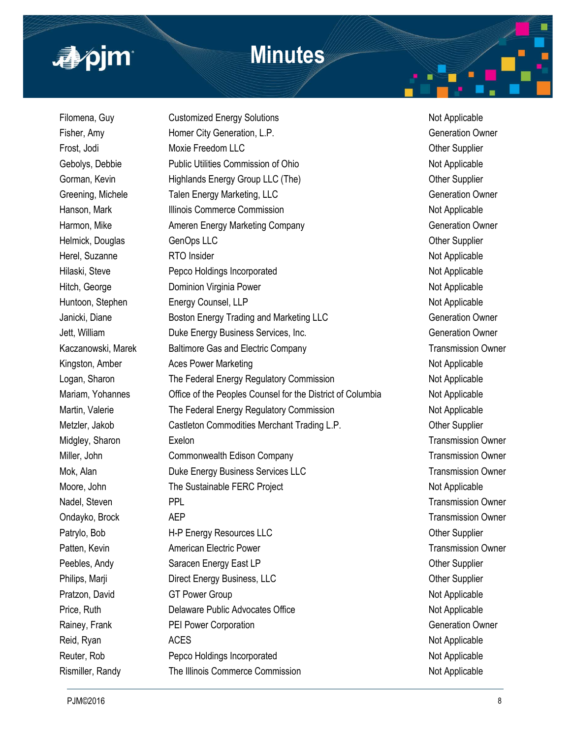| | | |
|---|---|---|
| Filomena, Guy | Customized Energy Solutions | Not Applicable |
| Fisher, Amy | Homer City Generation, L.P. | Generation Owner |
| Frost, Jodi | Moxie Freedom LLC | Other Supplier |
| Gebolys, Debbie | Public Utilities Commission of Ohio | Not Applicable |
| Gorman, Kevin | Highlands Energy Group LLC (The) | Other Supplier |
| Greening, Michele | Talen Energy Marketing, LLC | Generation Owner |
| Hanson, Mark | Illinois Commerce Commission | Not Applicable |
| Harmon, Mike | Ameren Energy Marketing Company | Generation Owner |
| Helmick, Douglas | GenOps LLC | Other Supplier |
| Herel, Suzanne | RTO Insider | Not Applicable |
| Hilaski, Steve | Pepco Holdings Incorporated | Not Applicable |
| Hitch, George | Dominion Virginia Power | Not Applicable |
| Huntoon, Stephen | Energy Counsel, LLP | Not Applicable |
| Janicki, Diane | Boston Energy Trading and Marketing LLC | Generation Owner |
| Jett, William | Duke Energy Business Services, Inc. | Generation Owner |
| Kaczanowski, Marek | Baltimore Gas and Electric Company | Transmission Owner |
| Kingston, Amber | Aces Power Marketing | Not Applicable |
| Logan, Sharon | The Federal Energy Regulatory Commission | Not Applicable |
| Mariam, Yohannes | Office of the Peoples Counsel for the District of Columbia | Not Applicable |
| Martin, Valerie | The Federal Energy Regulatory Commission | Not Applicable |
| Metzler, Jakob | Castleton Commodities Merchant Trading L.P. | Other Supplier |
| Midgley, Sharon | Exelon | Transmission Owner |
| Miller, John | Commonwealth Edison Company | Transmission Owner |
| Mok, Alan | Duke Energy Business Services LLC | Transmission Owner |
| Moore, John | The Sustainable FERC Project | Not Applicable |
| Nadel, Steven | PPL | Transmission Owner |
| Ondayko, Brock | AEP | Transmission Owner |
| Patrylo, Bob | H-P Energy Resources LLC | Other Supplier |
| Patten, Kevin | American Electric Power | Transmission Owner |
| Peebles, Andy | Saracen Energy East LP | Other Supplier |
| Philips, Marji | Direct Energy Business, LLC | Other Supplier |
| Pratzon, David | GT Power Group | Not Applicable |
| Price, Ruth | Delaware Public Advocates Office | Not Applicable |
| Rainey, Frank | PEI Power Corporation | Generation Owner |
| Reid, Ryan | ACES | Not Applicable |
| Reuter, Rob | Pepco Holdings Incorporated | Not Applicable |
| Rismiller, Randy | The Illinois Commerce Commission | Not Applicable |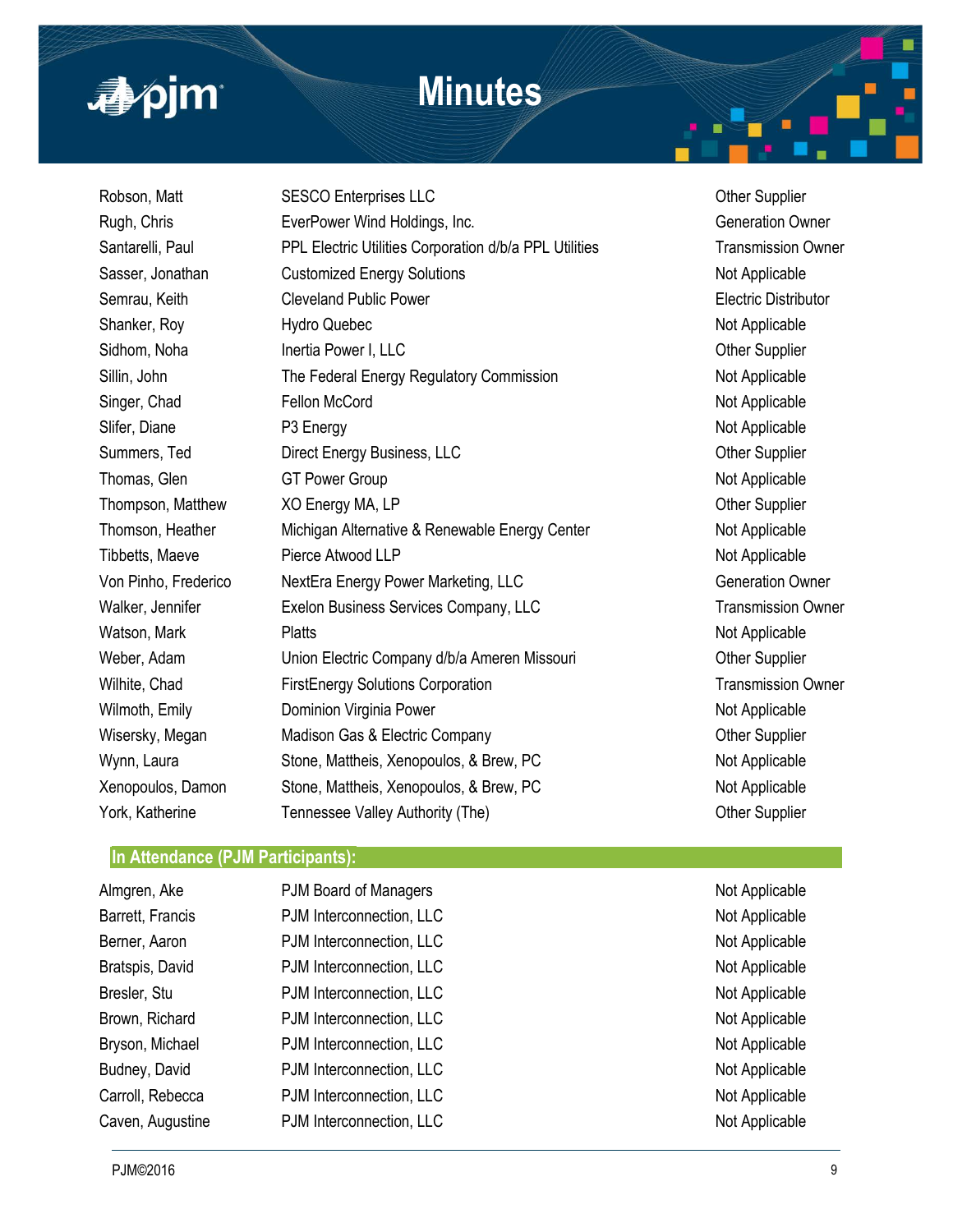| | | |
|---|---|---|
| Robson, Matt | SESCO Enterprises LLC | Other Supplier |
| Rugh, Chris | EverPower Wind Holdings, Inc. | Generation Owner |
| Santarelli, Paul | PPL Electric Utilities Corporation d/b/a PPL Utilities | Transmission Owner |
| Sasser, Jonathan | Customized Energy Solutions | Not Applicable |
| Semrau, Keith | Cleveland Public Power | Electric Distributor |
| Shanker, Roy | Hydro Quebec | Not Applicable |
| Sidhom, Noha | Inertia Power I, LLC | Other Supplier |
| Sillin, John | The Federal Energy Regulatory Commission | Not Applicable |
| Singer, Chad | Fellon McCord | Not Applicable |
| Slifer, Diane | P3 Energy | Not Applicable |
| Summers, Ted | Direct Energy Business, LLC | Other Supplier |
| Thomas, Glen | GT Power Group | Not Applicable |
| Thompson, Matthew | XO Energy MA, LP | Other Supplier |
| Thomson, Heather | Michigan Alternative & Renewable Energy Center | Not Applicable |
| Tibbetts, Maeve | Pierce Atwood LLP | Not Applicable |
| Von Pinho, Frederico | NextEra Energy Power Marketing, LLC | Generation Owner |
| Walker, Jennifer | Exelon Business Services Company, LLC | Transmission Owner |
| Watson, Mark | Platts | Not Applicable |
| Weber, Adam | Union Electric Company d/b/a Ameren Missouri | Other Supplier |
| Wilhite, Chad | FirstEnergy Solutions Corporation | Transmission Owner |
| Wilmoth, Emily | Dominion Virginia Power | Not Applicable |
| Wisersky, Megan | Madison Gas & Electric Company | Other Supplier |
| Wynn, Laura | Stone, Mattheis, Xenopoulos, & Brew, PC | Not Applicable |
| Xenopoulos, Damon | Stone, Mattheis, Xenopoulos, & Brew, PC | Not Applicable |
| York, Katherine | Tennessee Valley Authority (The) | Other Supplier |

## In Attendance (PJM Participants):

| | | |
|---|---|---|
| Almgren, Ake | PJM Board of Managers | Not Applicable |
| Barrett, Francis | PJM Interconnection, LLC | Not Applicable |
| Berner, Aaron | PJM Interconnection, LLC | Not Applicable |
| Bratspis, David | PJM Interconnection, LLC | Not Applicable |
| Bresler, Stu | PJM Interconnection, LLC | Not Applicable |
| Brown, Richard | PJM Interconnection, LLC | Not Applicable |
| Bryson, Michael | PJM Interconnection, LLC | Not Applicable |
| Budney, David | PJM Interconnection, LLC | Not Applicable |
| Carroll, Rebecca | PJM Interconnection, LLC | Not Applicable |
| Caven, Augustine | PJM Interconnection, LLC | Not Applicable |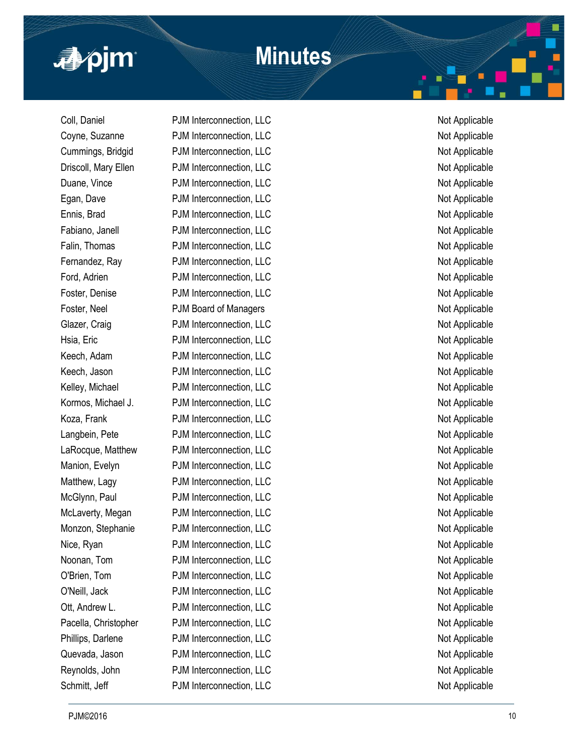| | | |
|---|---|---|
| Coll, Daniel | PJM Interconnection, LLC | Not Applicable |
| Coyne, Suzanne | PJM Interconnection, LLC | Not Applicable |
| Cummings, Bridgid | PJM Interconnection, LLC | Not Applicable |
| Driscoll, Mary Ellen | PJM Interconnection, LLC | Not Applicable |
| Duane, Vince | PJM Interconnection, LLC | Not Applicable |
| Egan, Dave | PJM Interconnection, LLC | Not Applicable |
| Ennis, Brad | PJM Interconnection, LLC | Not Applicable |
| Fabiano, Janell | PJM Interconnection, LLC | Not Applicable |
| Falin, Thomas | PJM Interconnection, LLC | Not Applicable |
| Fernandez, Ray | PJM Interconnection, LLC | Not Applicable |
| Ford, Adrien | PJM Interconnection, LLC | Not Applicable |
| Foster, Denise | PJM Interconnection, LLC | Not Applicable |
| Foster, Neel | PJM Board of Managers | Not Applicable |
| Glazer, Craig | PJM Interconnection, LLC | Not Applicable |
| Hsia, Eric | PJM Interconnection, LLC | Not Applicable |
| Keech, Adam | PJM Interconnection, LLC | Not Applicable |
| Keech, Jason | PJM Interconnection, LLC | Not Applicable |
| Kelley, Michael | PJM Interconnection, LLC | Not Applicable |
| Kormos, Michael J. | PJM Interconnection, LLC | Not Applicable |
| Koza, Frank | PJM Interconnection, LLC | Not Applicable |
| Langbein, Pete | PJM Interconnection, LLC | Not Applicable |
| LaRocque, Matthew | PJM Interconnection, LLC | Not Applicable |
| Manion, Evelyn | PJM Interconnection, LLC | Not Applicable |
| Matthew, Lagy | PJM Interconnection, LLC | Not Applicable |
| McGlynn, Paul | PJM Interconnection, LLC | Not Applicable |
| McLaverty, Megan | PJM Interconnection, LLC | Not Applicable |
| Monzon, Stephanie | PJM Interconnection, LLC | Not Applicable |
| Nice, Ryan | PJM Interconnection, LLC | Not Applicable |
| Noonan, Tom | PJM Interconnection, LLC | Not Applicable |
| O'Brien, Tom | PJM Interconnection, LLC | Not Applicable |
| O'Neill, Jack | PJM Interconnection, LLC | Not Applicable |
| Ott, Andrew L. | PJM Interconnection, LLC | Not Applicable |
| Pacella, Christopher | PJM Interconnection, LLC | Not Applicable |
| Phillips, Darlene | PJM Interconnection, LLC | Not Applicable |
| Quevada, Jason | PJM Interconnection, LLC | Not Applicable |
| Reynolds, John | PJM Interconnection, LLC | Not Applicable |
| Schmitt, Jeff | PJM Interconnection, LLC | Not Applicable |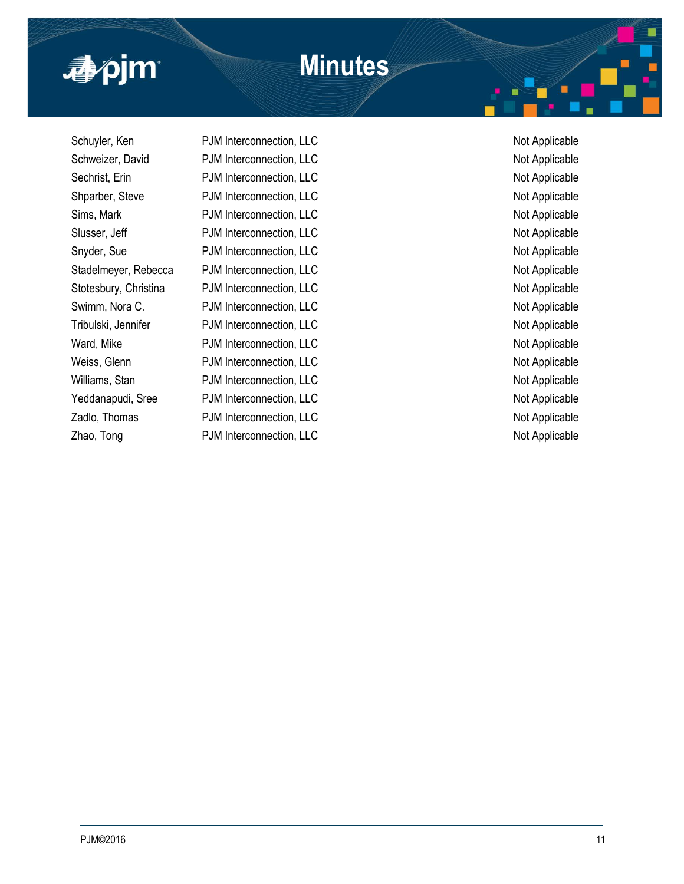| | | |
|---|---|---|
| Schuyler, Ken | PJM Interconnection, LLC | Not Applicable |
| Schweizer, David | PJM Interconnection, LLC | Not Applicable |
| Sechrist, Erin | PJM Interconnection, LLC | Not Applicable |
| Shparber, Steve | PJM Interconnection, LLC | Not Applicable |
| Sims, Mark | PJM Interconnection, LLC | Not Applicable |
| Slusser, Jeff | PJM Interconnection, LLC | Not Applicable |
| Snyder, Sue | PJM Interconnection, LLC | Not Applicable |
| Stadelmeyer, Rebecca | PJM Interconnection, LLC | Not Applicable |
| Stotesbury, Christina | PJM Interconnection, LLC | Not Applicable |
| Swimm, Nora C. | PJM Interconnection, LLC | Not Applicable |
| Tribulski, Jennifer | PJM Interconnection, LLC | Not Applicable |
| Ward, Mike | PJM Interconnection, LLC | Not Applicable |
| Weiss, Glenn | PJM Interconnection, LLC | Not Applicable |
| Williams, Stan | PJM Interconnection, LLC | Not Applicable |
| Yeddanapudi, Sree | PJM Interconnection, LLC | Not Applicable |
| Zadlo, Thomas | PJM Interconnection, LLC | Not Applicable |
| Zhao, Tong | PJM Interconnection, LLC | Not Applicable |